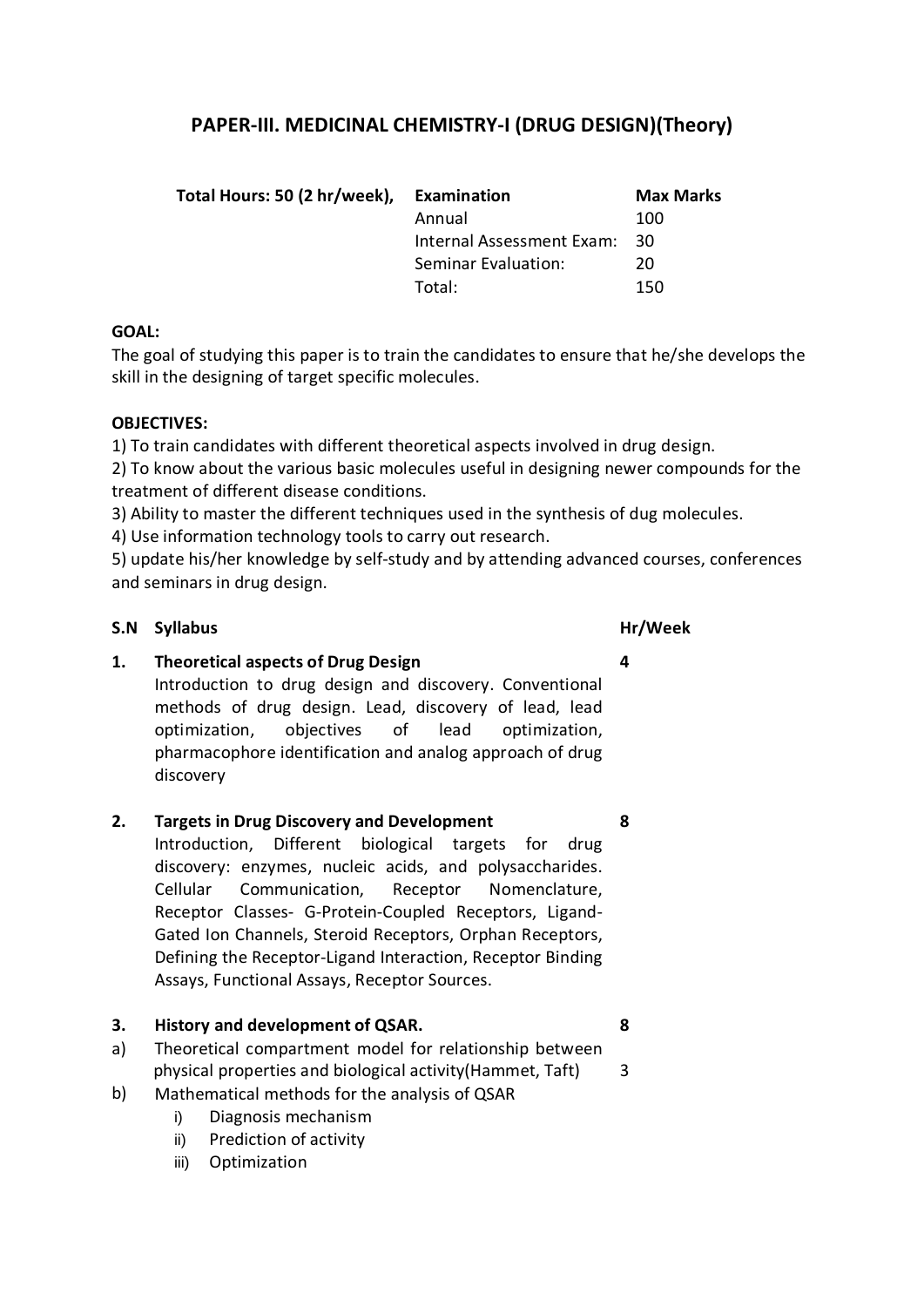# PAPER-III. MEDICINAL CHEMISTRY-I (DRUG DESIGN)(Theory)

| Total Hours: 50 (2 hr/week), | Examination | Max Marks |
|---|---|---|
| | Annual | 100 |
| | Internal Assessment Exam: | 30 |
| | Seminar Evaluation: | 20 |
| | Total: | 150 |

**GOAL:**

The goal of studying this paper is to train the candidates to ensure that he/she develops the skill in the designing of target specific molecules.

**OBJECTIVES:**

1) To train candidates with different theoretical aspects involved in drug design.
2) To know about the various basic molecules useful in designing newer compounds for the treatment of different disease conditions.
3) Ability to master the different techniques used in the synthesis of dug molecules.
4) Use information technology tools to carry out research.
5) update his/her knowledge by self-study and by attending advanced courses, conferences and seminars in drug design.

| S.N | Syllabus | Hr/Week |
|---|---|---|
| 1. | **Theoretical aspects of Drug Design**<br>Introduction to drug design and discovery. Conventional methods of drug design. Lead, discovery of lead, lead optimization, objectives of lead optimization, pharmacophore identification and analog approach of drug discovery | 4 |
| 2. | **Targets in Drug Discovery and Development**<br>Introduction, Different biological targets for drug discovery: enzymes, nucleic acids, and polysaccharides. Cellular Communication, Receptor Nomenclature, Receptor Classes- G-Protein-Coupled Receptors, Ligand-Gated Ion Channels, Steroid Receptors, Orphan Receptors, Defining the Receptor-Ligand Interaction, Receptor Binding Assays, Functional Assays, Receptor Sources. | 8 |
| 3. | **History and development of QSAR.** | 8 |
| a) | Theoretical compartment model for relationship between physical properties and biological activity(Hammet, Taft) | 3 |
| b) | Mathematical methods for the analysis of QSAR<br>i) Diagnosis mechanism<br>ii) Prediction of activity<br>iii) Optimization | |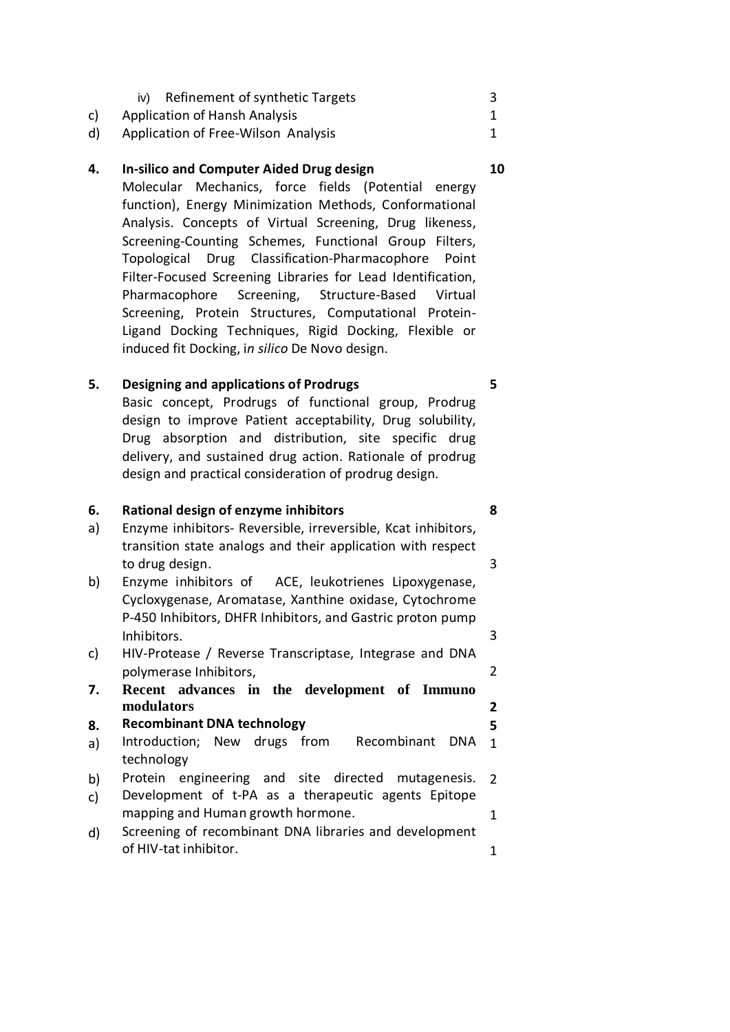| | | |
|---|---|---|
| | iv) Refinement of synthetic Targets | 3 |
| c) | Application of Hansh Analysis | 1 |
| d) | Application of Free-Wilson Analysis | 1 |
| **4.** | **In-silico and Computer Aided Drug design** | **10** |
| | Molecular Mechanics, force fields (Potential energy function), Energy Minimization Methods, Conformational Analysis. Concepts of Virtual Screening, Drug likeness, Screening-Counting Schemes, Functional Group Filters, Topological Drug Classification-Pharmacophore Point Filter-Focused Screening Libraries for Lead Identification, Pharmacophore Screening, Structure-Based Virtual Screening, Protein Structures, Computational Protein-Ligand Docking Techniques, Rigid Docking, Flexible or induced fit Docking, i*n silico* De Novo design. | |
| **5.** | **Designing and applications of Prodrugs** | **5** |
| | Basic concept, Prodrugs of functional group, Prodrug design to improve Patient acceptability, Drug solubility, Drug absorption and distribution, site specific drug delivery, and sustained drug action. Rationale of prodrug design and practical consideration of prodrug design. | |
| **6.** | **Rational design of enzyme inhibitors** | **8** |
| a) | Enzyme inhibitors- Reversible, irreversible, Kcat inhibitors, transition state analogs and their application with respect to drug design. | 3 |
| b) | Enzyme inhibitors of ACE, leukotrienes Lipoxygenase, Cycloxygenase, Aromatase, Xanthine oxidase, Cytochrome P-450 Inhibitors, DHFR Inhibitors, and Gastric proton pump Inhibitors. | 3 |
| c) | HIV-Protease / Reverse Transcriptase, Integrase and DNA polymerase Inhibitors, | 2 |
| **7.** | **Recent advances in the development of Immuno modulators** | **2** |
| **8.** | **Recombinant DNA technology** | **5** |
| a) | Introduction; New drugs from Recombinant DNA technology | 1 |
| b) | Protein engineering and site directed mutagenesis. | 2 |
| c) | Development of t-PA as a therapeutic agents Epitope mapping and Human growth hormone. | 1 |
| d) | Screening of recombinant DNA libraries and development of HIV-tat inhibitor. | 1 |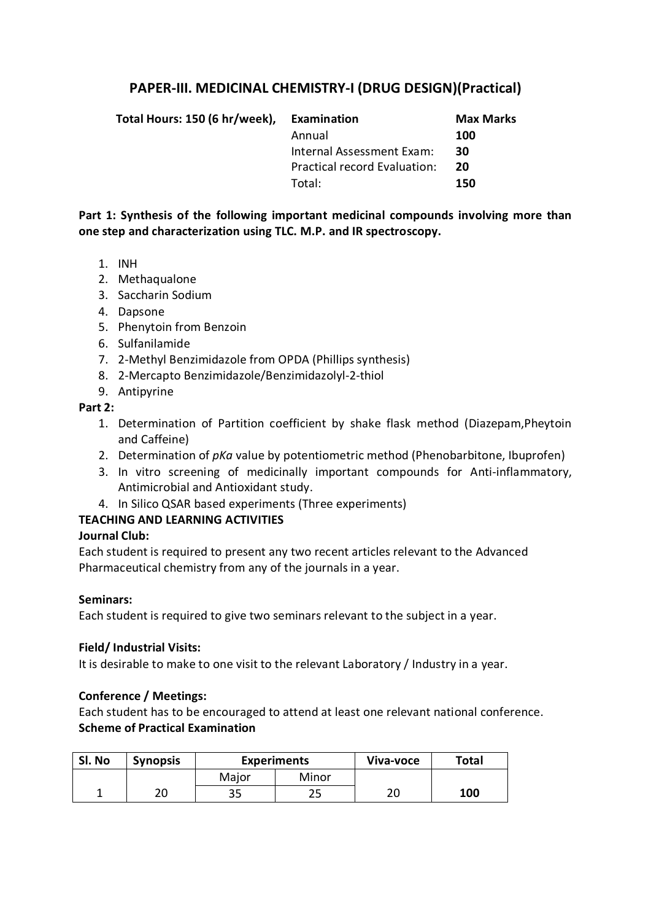## PAPER-III. MEDICINAL CHEMISTRY-I (DRUG DESIGN)(Practical)

| **Total Hours: 150 (6 hr/week),** | **Examination** | **Max Marks** |
|---|---|---|
| | Annual | **100** |
| | Internal Assessment Exam: | **30** |
| | Practical record Evaluation: | **20** |
| | Total: | **150** |

**Part 1: Synthesis of the following important medicinal compounds involving more than one step and characterization using TLC. M.P. and IR spectroscopy.**

1. INH
2. Methaqualone
3. Saccharin Sodium
4. Dapsone
5. Phenytoin from Benzoin
6. Sulfanilamide
7. 2-Methyl Benzimidazole from OPDA (Phillips synthesis)
8. 2-Mercapto Benzimidazole/Benzimidazolyl-2-thiol
9. Antipyrine

**Part 2:**

1. Determination of Partition coefficient by shake flask method (Diazepam,Pheytoin and Caffeine)
2. Determination of *pKa* value by potentiometric method (Phenobarbitone, Ibuprofen)
3. In vitro screening of medicinally important compounds for Anti-inflammatory, Antimicrobial and Antioxidant study.
4. In Silico QSAR based experiments (Three experiments)

**TEACHING AND LEARNING ACTIVITIES**

**Journal Club:**

Each student is required to present any two recent articles relevant to the Advanced Pharmaceutical chemistry from any of the journals in a year.

**Seminars:**

Each student is required to give two seminars relevant to the subject in a year.

**Field/ Industrial Visits:**

It is desirable to make to one visit to the relevant Laboratory / Industry in a year.

**Conference / Meetings:**

Each student has to be encouraged to attend at least one relevant national conference.

**Scheme of Practical Examination**

| Sl. No | Synopsis | Experiments | | Viva-voce | Total |
|---|---|---|---|---|---|
| | | Major | Minor | | |
| 1 | 20 | 35 | 25 | 20 | **100** |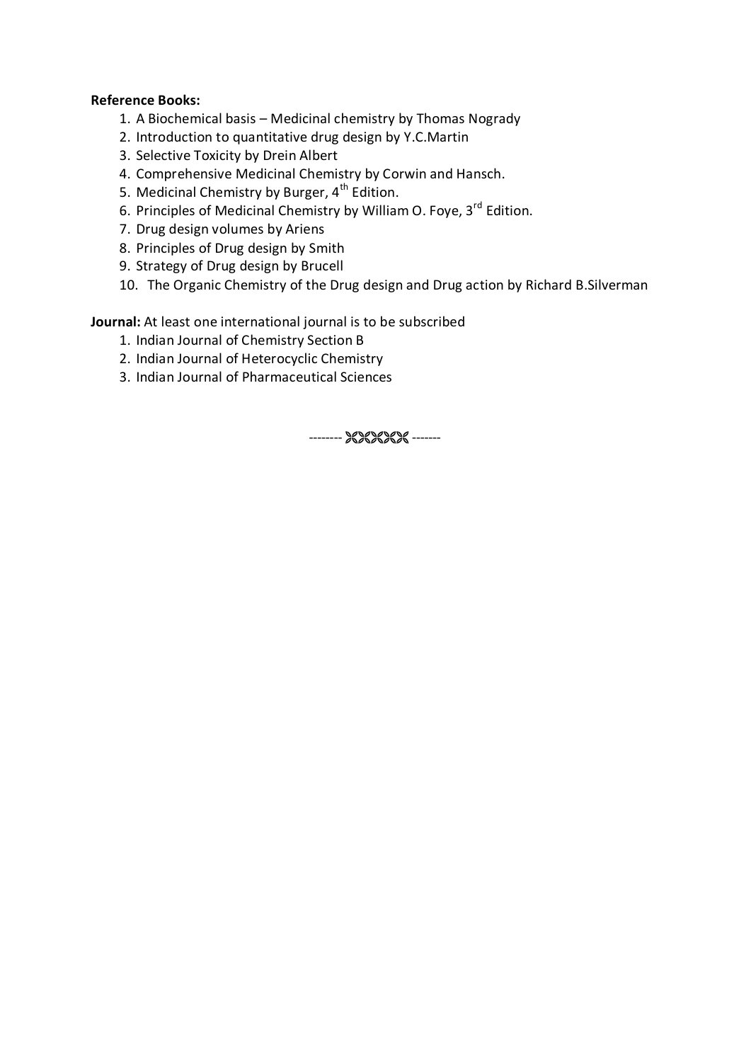**Reference Books:**

1. A Biochemical basis – Medicinal chemistry by Thomas Nogrady
2. Introduction to quantitative drug design by Y.C.Martin
3. Selective Toxicity by Drein Albert
4. Comprehensive Medicinal Chemistry by Corwin and Hansch.
5. Medicinal Chemistry by Burger, $4^{th}$ Edition.
6. Principles of Medicinal Chemistry by William O. Foye, $3^{rd}$ Edition.
7. Drug design volumes by Ariens
8. Principles of Drug design by Smith
9. Strategy of Drug design by Brucell
10. The Organic Chemistry of the Drug design and Drug action by Richard B.Silverman

**Journal:** At least one international journal is to be subscribed

1. Indian Journal of Chemistry Section B
2. Indian Journal of Heterocyclic Chemistry
3. Indian Journal of Pharmaceutical Sciences